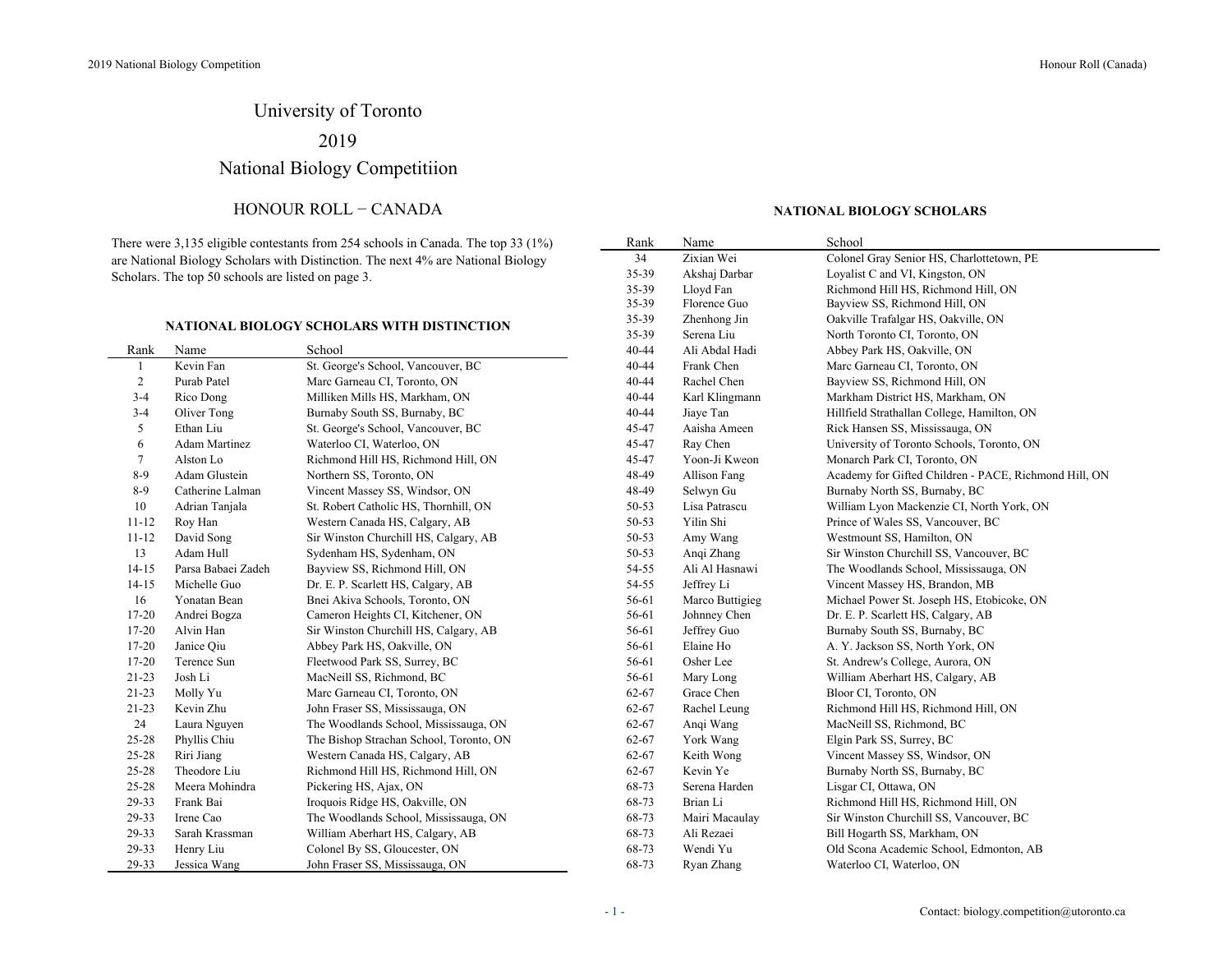# University of Toronto

# 2019

# National Biology Competitiion

## HONOUR ROLL − CANADA

There were 3,135 eligible contestants from 254 schools in Canada. The top 33 (1%) are National Biology Scholars with Distinction. The next 4% are National Biology Scholars. The top 50 schools are listed on page 3.

### NATIONAL BIOLOGY SCHOLARS WITH DISTINCTION

| Rank | Name | School |
|---|---|---|
| 1 | Kevin Fan | St. George's School, Vancouver, BC |
| 2 | Purab Patel | Marc Garneau CI, Toronto, ON |
| 3-4 | Rico Dong | Milliken Mills HS, Markham, ON |
| 3-4 | Oliver Tong | Burnaby South SS, Burnaby, BC |
| 5 | Ethan Liu | St. George's School, Vancouver, BC |
| 6 | Adam Martinez | Waterloo CI, Waterloo, ON |
| 7 | Alston Lo | Richmond Hill HS, Richmond Hill, ON |
| 8-9 | Adam Glustein | Northern SS, Toronto, ON |
| 8-9 | Catherine Lalman | Vincent Massey SS, Windsor, ON |
| 10 | Adrian Tanjala | St. Robert Catholic HS, Thornhill, ON |
| 11-12 | Roy Han | Western Canada HS, Calgary, AB |
| 11-12 | David Song | Sir Winston Churchill HS, Calgary, AB |
| 13 | Adam Hull | Sydenham HS, Sydenham, ON |
| 14-15 | Parsa Babaei Zadeh | Bayview SS, Richmond Hill, ON |
| 14-15 | Michelle Guo | Dr. E. P. Scarlett HS, Calgary, AB |
| 16 | Yonatan Bean | Bnei Akiva Schools, Toronto, ON |
| 17-20 | Andrei Bogza | Cameron Heights CI, Kitchener, ON |
| 17-20 | Alvin Han | Sir Winston Churchill HS, Calgary, AB |
| 17-20 | Janice Qiu | Abbey Park HS, Oakville, ON |
| 17-20 | Terence Sun | Fleetwood Park SS, Surrey, BC |
| 21-23 | Josh Li | MacNeill SS, Richmond, BC |
| 21-23 | Molly Yu | Marc Garneau CI, Toronto, ON |
| 21-23 | Kevin Zhu | John Fraser SS, Mississauga, ON |
| 24 | Laura Nguyen | The Woodlands School, Mississauga, ON |
| 25-28 | Phyllis Chiu | The Bishop Strachan School, Toronto, ON |
| 25-28 | Riri Jiang | Western Canada HS, Calgary, AB |
| 25-28 | Theodore Liu | Richmond Hill HS, Richmond Hill, ON |
| 25-28 | Meera Mohindra | Pickering HS, Ajax, ON |
| 29-33 | Frank Bai | Iroquois Ridge HS, Oakville, ON |
| 29-33 | Irene Cao | The Woodlands School, Mississauga, ON |
| 29-33 | Sarah Krassman | William Aberhart HS, Calgary, AB |
| 29-33 | Henry Liu | Colonel By SS, Gloucester, ON |
| 29-33 | Jessica Wang | John Fraser SS, Mississauga, ON |

### NATIONAL BIOLOGY SCHOLARS

| Rank | Name | School |
|---|---|---|
| 34 | Zixian Wei | Colonel Gray Senior HS, Charlottetown, PE |
| 35-39 | Akshaj Darbar | Loyalist C and VI, Kingston, ON |
| 35-39 | Lloyd Fan | Richmond Hill HS, Richmond Hill, ON |
| 35-39 | Florence Guo | Bayview SS, Richmond Hill, ON |
| 35-39 | Zhenhong Jin | Oakville Trafalgar HS, Oakville, ON |
| 35-39 | Serena Liu | North Toronto CI, Toronto, ON |
| 40-44 | Ali Abdal Hadi | Abbey Park HS, Oakville, ON |
| 40-44 | Frank Chen | Marc Garneau CI, Toronto, ON |
| 40-44 | Rachel Chen | Bayview SS, Richmond Hill, ON |
| 40-44 | Karl Klingmann | Markham District HS, Markham, ON |
| 40-44 | Jiaye Tan | Hillfield Strathallan College, Hamilton, ON |
| 45-47 | Aaisha Ameen | Rick Hansen SS, Mississauga, ON |
| 45-47 | Ray Chen | University of Toronto Schools, Toronto, ON |
| 45-47 | Yoon-Ji Kweon | Monarch Park CI, Toronto, ON |
| 48-49 | Allison Fang | Academy for Gifted Children - PACE, Richmond Hill, ON |
| 48-49 | Selwyn Gu | Burnaby North SS, Burnaby, BC |
| 50-53 | Lisa Patrascu | William Lyon Mackenzie CI, North York, ON |
| 50-53 | Yilin Shi | Prince of Wales SS, Vancouver, BC |
| 50-53 | Amy Wang | Westmount SS, Hamilton, ON |
| 50-53 | Anqi Zhang | Sir Winston Churchill SS, Vancouver, BC |
| 54-55 | Ali Al Hasnawi | The Woodlands School, Mississauga, ON |
| 54-55 | Jeffrey Li | Vincent Massey HS, Brandon, MB |
| 56-61 | Marco Buttigieg | Michael Power St. Joseph HS, Etobicoke, ON |
| 56-61 | Johnney Chen | Dr. E. P. Scarlett HS, Calgary, AB |
| 56-61 | Jeffrey Guo | Burnaby South SS, Burnaby, BC |
| 56-61 | Elaine Ho | A. Y. Jackson SS, North York, ON |
| 56-61 | Osher Lee | St. Andrew's College, Aurora, ON |
| 56-61 | Mary Long | William Aberhart HS, Calgary, AB |
| 62-67 | Grace Chen | Bloor CI, Toronto, ON |
| 62-67 | Rachel Leung | Richmond Hill HS, Richmond Hill, ON |
| 62-67 | Anqi Wang | MacNeill SS, Richmond, BC |
| 62-67 | York Wang | Elgin Park SS, Surrey, BC |
| 62-67 | Keith Wong | Vincent Massey SS, Windsor, ON |
| 62-67 | Kevin Ye | Burnaby North SS, Burnaby, BC |
| 68-73 | Serena Harden | Lisgar CI, Ottawa, ON |
| 68-73 | Brian Li | Richmond Hill HS, Richmond Hill, ON |
| 68-73 | Mairi Macaulay | Sir Winston Churchill SS, Vancouver, BC |
| 68-73 | Ali Rezaei | Bill Hogarth SS, Markham, ON |
| 68-73 | Wendi Yu | Old Scona Academic School, Edmonton, AB |
| 68-73 | Ryan Zhang | Waterloo CI, Waterloo, ON |

Contact: biology.competition@utoronto.ca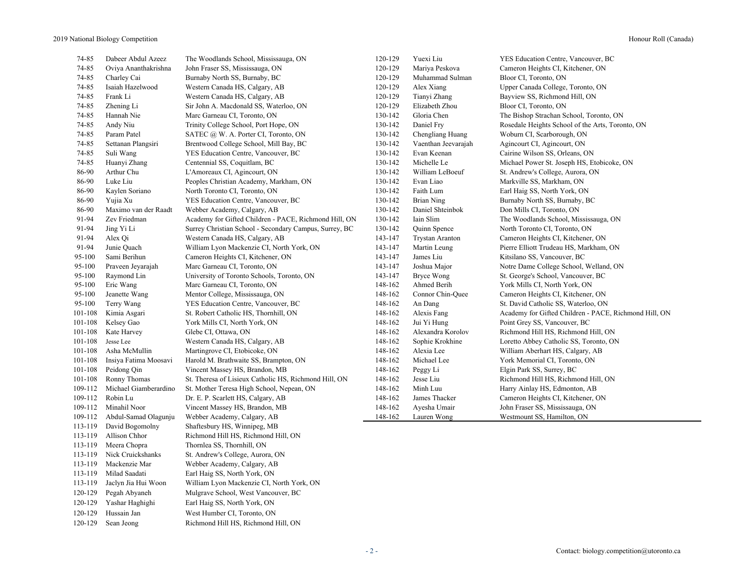| Rank | Name | School |
|---|---|---|
| 74-85 | Dabeer Abdul Azeez | The Woodlands School, Mississauga, ON |
| 74-85 | Oviya Ananthakrishna | John Fraser SS, Mississauga, ON |
| 74-85 | Charley Cai | Burnaby North SS, Burnaby, BC |
| 74-85 | Isaiah Hazelwood | Western Canada HS, Calgary, AB |
| 74-85 | Frank Li | Western Canada HS, Calgary, AB |
| 74-85 | Zhening Li | Sir John A. Macdonald SS, Waterloo, ON |
| 74-85 | Hannah Nie | Marc Garneau CI, Toronto, ON |
| 74-85 | Andy Niu | Trinity College School, Port Hope, ON |
| 74-85 | Param Patel | SATEC @ W. A. Porter CI, Toronto, ON |
| 74-85 | Settanan Plangsiri | Brentwood College School, Mill Bay, BC |
| 74-85 | Suli Wang | YES Education Centre, Vancouver, BC |
| 74-85 | Huanyi Zhang | Centennial SS, Coquitlam, BC |
| 86-90 | Arthur Chu | L'Amoreaux CI, Agincourt, ON |
| 86-90 | Luke Liu | Peoples Christian Academy, Markham, ON |
| 86-90 | Kaylen Soriano | North Toronto CI, Toronto, ON |
| 86-90 | Yujia Xu | YES Education Centre, Vancouver, BC |
| 86-90 | Maximo van der Raadt | Webber Academy, Calgary, AB |
| 91-94 | Zev Friedman | Academy for Gifted Children - PACE, Richmond Hill, ON |
| 91-94 | Jing Yi Li | Surrey Christian School - Secondary Campus, Surrey, BC |
| 91-94 | Alex Qi | Western Canada HS, Calgary, AB |
| 91-94 | Junie Quach | William Lyon Mackenzie CI, North York, ON |
| 95-100 | Sami Berihun | Cameron Heights CI, Kitchener, ON |
| 95-100 | Praveen Jeyarajah | Marc Garneau CI, Toronto, ON |
| 95-100 | Raymond Lin | University of Toronto Schools, Toronto, ON |
| 95-100 | Eric Wang | Marc Garneau CI, Toronto, ON |
| 95-100 | Jeanette Wang | Mentor College, Mississauga, ON |
| 95-100 | Terry Wang | YES Education Centre, Vancouver, BC |
| 101-108 | Kimia Asgari | St. Robert Catholic HS, Thornhill, ON |
| 101-108 | Kelsey Gao | York Mills CI, North York, ON |
| 101-108 | Kate Harvey | Glebe CI, Ottawa, ON |
| 101-108 | Jesse Lee | Western Canada HS, Calgary, AB |
| 101-108 | Asha McMullin | Martingrove CI, Etobicoke, ON |
| 101-108 | Insiya Fatima Moosavi | Harold M. Brathwaite SS, Brampton, ON |
| 101-108 | Peidong Qin | Vincent Massey HS, Brandon, MB |
| 101-108 | Ronny Thomas | St. Theresa of Lisieux Catholic HS, Richmond Hill, ON |
| 109-112 | Michael Giamberardino | St. Mother Teresa High School, Nepean, ON |
| 109-112 | Robin Lu | Dr. E. P. Scarlett HS, Calgary, AB |
| 109-112 | Minahil Noor | Vincent Massey HS, Brandon, MB |
| 109-112 | Abdul-Samad Olagunju | Webber Academy, Calgary, AB |
| 113-119 | David Bogomolny | Shaftesbury HS, Winnipeg, MB |
| 113-119 | Allison Chhor | Richmond Hill HS, Richmond Hill, ON |
| 113-119 | Meera Chopra | Thornlea SS, Thornhill, ON |
| 113-119 | Nick Cruickshanks | St. Andrew's College, Aurora, ON |
| 113-119 | Mackenzie Mar | Webber Academy, Calgary, AB |
| 113-119 | Milad Saadati | Earl Haig SS, North York, ON |
| 113-119 | Jaclyn Jia Hui Woon | William Lyon Mackenzie CI, North York, ON |
| 120-129 | Pegah Abyaneh | Mulgrave School, West Vancouver, BC |
| 120-129 | Yashar Haghighi | Earl Haig SS, North York, ON |
| 120-129 | Hussain Jan | West Humber CI, Toronto, ON |
| 120-129 | Sean Jeong | Richmond Hill HS, Richmond Hill, ON |
| 120-129 | Yuexi Liu | YES Education Centre, Vancouver, BC |
| 120-129 | Mariya Peskova | Cameron Heights CI, Kitchener, ON |
| 120-129 | Muhammad Sulman | Bloor CI, Toronto, ON |
| 120-129 | Alex Xiang | Upper Canada College, Toronto, ON |
| 120-129 | Tianyi Zhang | Bayview SS, Richmond Hill, ON |
| 120-129 | Elizabeth Zhou | Bloor CI, Toronto, ON |
| 130-142 | Gloria Chen | The Bishop Strachan School, Toronto, ON |
| 130-142 | Daniel Fry | Rosedale Heights School of the Arts, Toronto, ON |
| 130-142 | Chengliang Huang | Woburn CI, Scarborough, ON |
| 130-142 | Vaenthan Jeevarajah | Agincourt CI, Agincourt, ON |
| 130-142 | Evan Keenan | Cairine Wilson SS, Orleans, ON |
| 130-142 | Michelle Le | Michael Power St. Joseph HS, Etobicoke, ON |
| 130-142 | William LeBoeuf | St. Andrew's College, Aurora, ON |
| 130-142 | Evan Liao | Markville SS, Markham, ON |
| 130-142 | Faith Lum | Earl Haig SS, North York, ON |
| 130-142 | Brian Ning | Burnaby North SS, Burnaby, BC |
| 130-142 | Daniel Shteinbok | Don Mills CI, Toronto, ON |
| 130-142 | Iain Slim | The Woodlands School, Mississauga, ON |
| 130-142 | Quinn Spence | North Toronto CI, Toronto, ON |
| 143-147 | Trystan Aranton | Cameron Heights CI, Kitchener, ON |
| 143-147 | Martin Leung | Pierre Elliott Trudeau HS, Markham, ON |
| 143-147 | James Liu | Kitsilano SS, Vancouver, BC |
| 143-147 | Joshua Major | Notre Dame College School, Welland, ON |
| 143-147 | Bryce Wong | St. George's School, Vancouver, BC |
| 148-162 | Ahmed Berih | York Mills CI, North York, ON |
| 148-162 | Connor Chin-Quee | Cameron Heights CI, Kitchener, ON |
| 148-162 | An Dang | St. David Catholic SS, Waterloo, ON |
| 148-162 | Alexis Fang | Academy for Gifted Children - PACE, Richmond Hill, ON |
| 148-162 | Jui Yi Hung | Point Grey SS, Vancouver, BC |
| 148-162 | Alexandra Korolov | Richmond Hill HS, Richmond Hill, ON |
| 148-162 | Sophie Krokhine | Loretto Abbey Catholic SS, Toronto, ON |
| 148-162 | Alexia Lee | William Aberhart HS, Calgary, AB |
| 148-162 | Michael Lee | York Memorial CI, Toronto, ON |
| 148-162 | Peggy Li | Elgin Park SS, Surrey, BC |
| 148-162 | Jesse Liu | Richmond Hill HS, Richmond Hill, ON |
| 148-162 | Minh Luu | Harry Ainlay HS, Edmonton, AB |
| 148-162 | James Thacker | Cameron Heights CI, Kitchener, ON |
| 148-162 | Ayesha Umair | John Fraser SS, Mississauga, ON |
| 148-162 | Lauren Wong | Westmount SS, Hamilton, ON |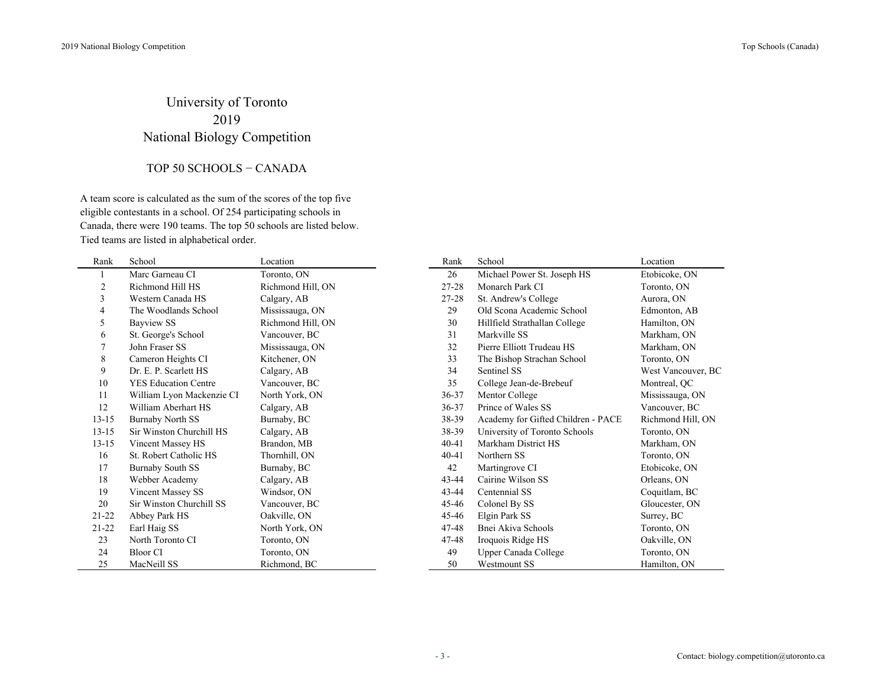# University of Toronto 2019 National Biology Competition

## TOP 50 SCHOOLS − CANADA

A team score is calculated as the sum of the scores of the top five eligible contestants in a school. Of 254 participating schools in Canada, there were 190 teams. The top 50 schools are listed below. Tied teams are listed in alphabetical order.

| Rank | School | Location |
|---|---|---|
| 1 | Marc Garneau CI | Toronto, ON |
| 2 | Richmond Hill HS | Richmond Hill, ON |
| 3 | Western Canada HS | Calgary, AB |
| 4 | The Woodlands School | Mississauga, ON |
| 5 | Bayview SS | Richmond Hill, ON |
| 6 | St. George's School | Vancouver, BC |
| 7 | John Fraser SS | Mississauga, ON |
| 8 | Cameron Heights CI | Kitchener, ON |
| 9 | Dr. E. P. Scarlett HS | Calgary, AB |
| 10 | YES Education Centre | Vancouver, BC |
| 11 | William Lyon Mackenzie CI | North York, ON |
| 12 | William Aberhart HS | Calgary, AB |
| 13-15 | Burnaby North SS | Burnaby, BC |
| 13-15 | Sir Winston Churchill HS | Calgary, AB |
| 13-15 | Vincent Massey HS | Brandon, MB |
| 16 | St. Robert Catholic HS | Thornhill, ON |
| 17 | Burnaby South SS | Burnaby, BC |
| 18 | Webber Academy | Calgary, AB |
| 19 | Vincent Massey SS | Windsor, ON |
| 20 | Sir Winston Churchill SS | Vancouver, BC |
| 21-22 | Abbey Park HS | Oakville, ON |
| 21-22 | Earl Haig SS | North York, ON |
| 23 | North Toronto CI | Toronto, ON |
| 24 | Bloor CI | Toronto, ON |
| 25 | MacNeill SS | Richmond, BC |
| 26 | Michael Power St. Joseph HS | Etobicoke, ON |
| 27-28 | Monarch Park CI | Toronto, ON |
| 27-28 | St. Andrew's College | Aurora, ON |
| 29 | Old Scona Academic School | Edmonton, AB |
| 30 | Hillfield Strathallan College | Hamilton, ON |
| 31 | Markville SS | Markham, ON |
| 32 | Pierre Elliott Trudeau HS | Markham, ON |
| 33 | The Bishop Strachan School | Toronto, ON |
| 34 | Sentinel SS | West Vancouver, BC |
| 35 | College Jean-de-Brebeuf | Montreal, QC |
| 36-37 | Mentor College | Mississauga, ON |
| 36-37 | Prince of Wales SS | Vancouver, BC |
| 38-39 | Academy for Gifted Children - PACE | Richmond Hill, ON |
| 38-39 | University of Toronto Schools | Toronto, ON |
| 40-41 | Markham District HS | Markham, ON |
| 40-41 | Northern SS | Toronto, ON |
| 42 | Martingrove CI | Etobicoke, ON |
| 43-44 | Cairine Wilson SS | Orleans, ON |
| 43-44 | Centennial SS | Coquitlam, BC |
| 45-46 | Colonel By SS | Gloucester, ON |
| 45-46 | Elgin Park SS | Surrey, BC |
| 47-48 | Bnei Akiva Schools | Toronto, ON |
| 47-48 | Iroquois Ridge HS | Oakville, ON |
| 49 | Upper Canada College | Toronto, ON |
| 50 | Westmount SS | Hamilton, ON |